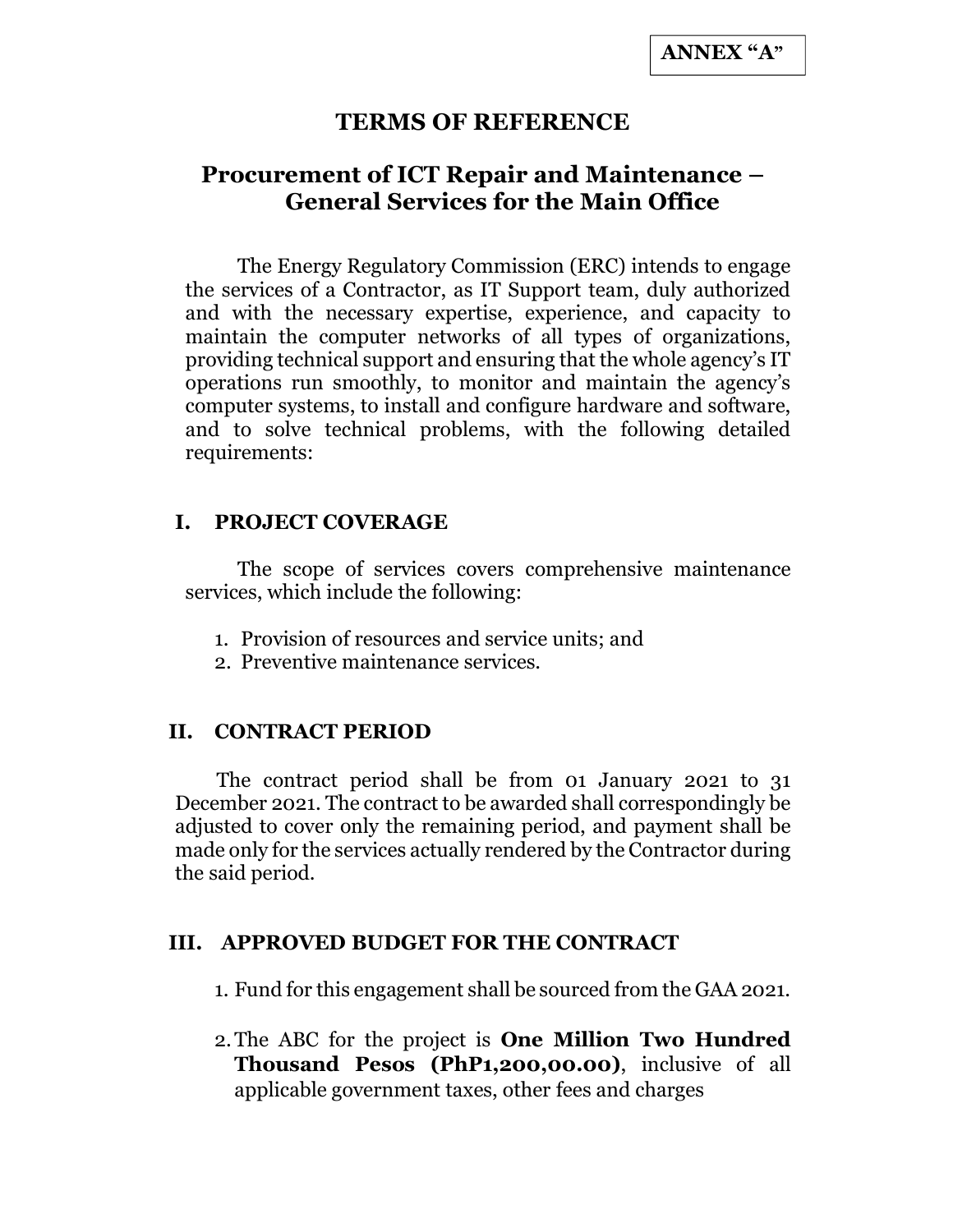**ANNEX "A"**

# TERMS OF REFERENCE

## Procurement of ICT Repair and Maintenance – General Services for the Main Office

The Energy Regulatory Commission (ERC) intends to engage the services of a Contractor, as IT Support team, duly authorized and with the necessary expertise, experience, and capacity to maintain the computer networks of all types of organizations, providing technical support and ensuring that the whole agency's IT operations run smoothly, to monitor and maintain the agency's computer systems, to install and configure hardware and software, and to solve technical problems, with the following detailed requirements:

### I. PROJECT COVERAGE

The scope of services covers comprehensive maintenance services, which include the following:

1. Provision of resources and service units; and
2. Preventive maintenance services.

### II. CONTRACT PERIOD

The contract period shall be from 01 January 2021 to 31 December 2021. The contract to be awarded shall correspondingly be adjusted to cover only the remaining period, and payment shall be made only for the services actually rendered by the Contractor during the said period.

### III. APPROVED BUDGET FOR THE CONTRACT

1. Fund for this engagement shall be sourced from the GAA 2021.
2. The ABC for the project is **One Million Two Hundred Thousand Pesos (PhP1,200,00.00)**, inclusive of all applicable government taxes, other fees and charges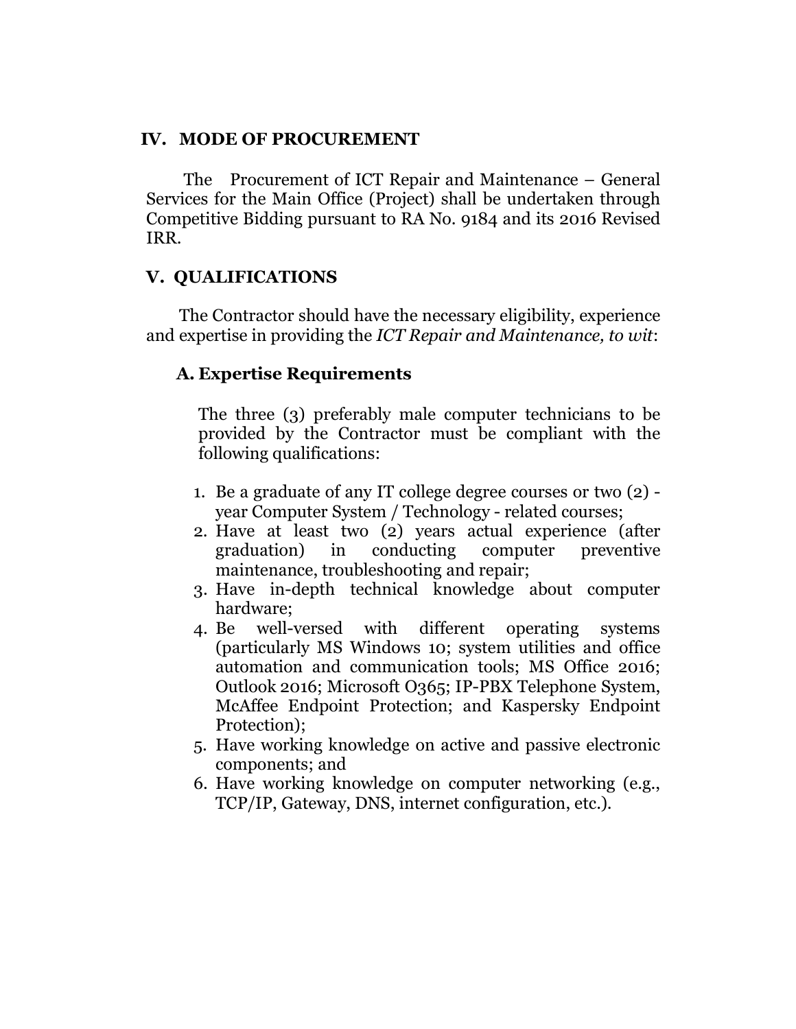## IV. MODE OF PROCUREMENT

The Procurement of ICT Repair and Maintenance – General Services for the Main Office (Project) shall be undertaken through Competitive Bidding pursuant to RA No. 9184 and its 2016 Revised IRR.

## V. QUALIFICATIONS

The Contractor should have the necessary eligibility, experience and expertise in providing the *ICT Repair and Maintenance, to wit*:

### A. Expertise Requirements

The three (3) preferably male computer technicians to be provided by the Contractor must be compliant with the following qualifications:

1. Be a graduate of any IT college degree courses or two (2) - year Computer System / Technology - related courses;
2. Have at least two (2) years actual experience (after graduation) in conducting computer preventive maintenance, troubleshooting and repair;
3. Have in-depth technical knowledge about computer hardware;
4. Be well-versed with different operating systems (particularly MS Windows 10; system utilities and office automation and communication tools; MS Office 2016; Outlook 2016; Microsoft O365; IP-PBX Telephone System, McAffee Endpoint Protection; and Kaspersky Endpoint Protection);
5. Have working knowledge on active and passive electronic components; and
6. Have working knowledge on computer networking (e.g., TCP/IP, Gateway, DNS, internet configuration, etc.).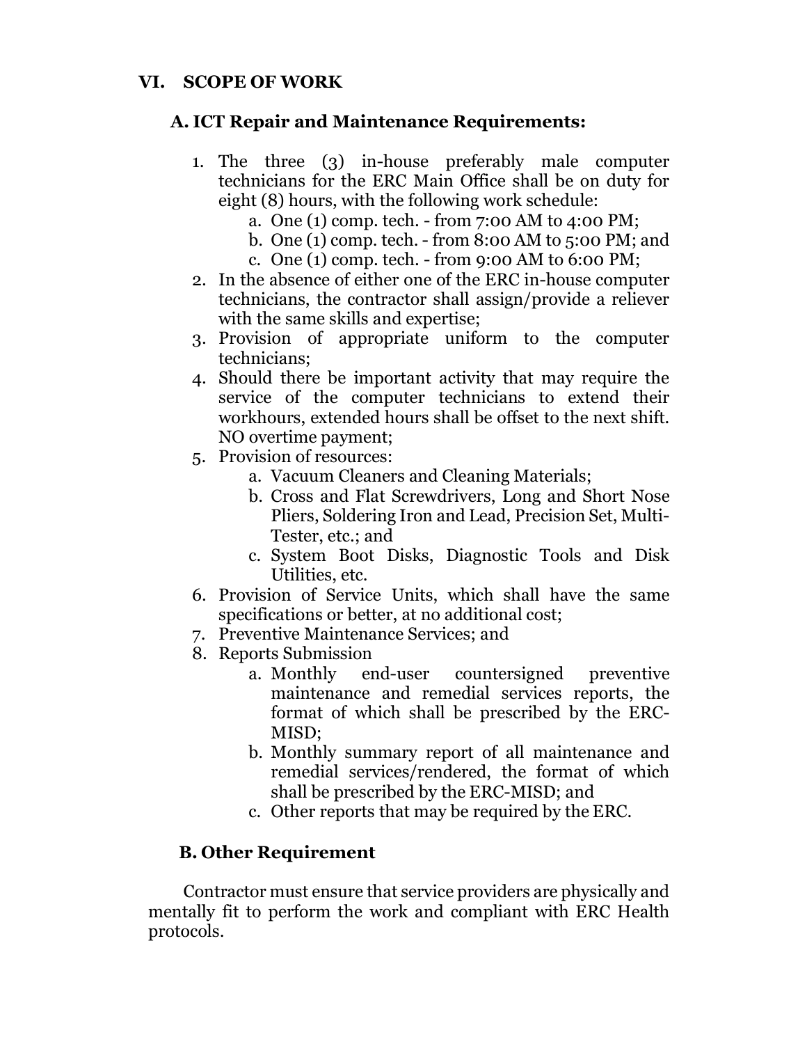## VI. SCOPE OF WORK

### A. ICT Repair and Maintenance Requirements:

1. The three (3) in-house preferably male computer technicians for the ERC Main Office shall be on duty for eight (8) hours, with the following work schedule:
    a. One (1) comp. tech. - from 7:00 AM to 4:00 PM;
    b. One (1) comp. tech. - from 8:00 AM to 5:00 PM; and
    c. One (1) comp. tech. - from 9:00 AM to 6:00 PM;
2. In the absence of either one of the ERC in-house computer technicians, the contractor shall assign/provide a reliever with the same skills and expertise;
3. Provision of appropriate uniform to the computer technicians;
4. Should there be important activity that may require the service of the computer technicians to extend their workhours, extended hours shall be offset to the next shift. NO overtime payment;
5. Provision of resources:
    a. Vacuum Cleaners and Cleaning Materials;
    b. Cross and Flat Screwdrivers, Long and Short Nose Pliers, Soldering Iron and Lead, Precision Set, Multi-Tester, etc.; and
    c. System Boot Disks, Diagnostic Tools and Disk Utilities, etc.
6. Provision of Service Units, which shall have the same specifications or better, at no additional cost;
7. Preventive Maintenance Services; and
8. Reports Submission
    a. Monthly end-user countersigned preventive maintenance and remedial services reports, the format of which shall be prescribed by the ERC-MISD;
    b. Monthly summary report of all maintenance and remedial services/rendered, the format of which shall be prescribed by the ERC-MISD; and
    c. Other reports that may be required by the ERC.

### B. Other Requirement

Contractor must ensure that service providers are physically and mentally fit to perform the work and compliant with ERC Health protocols.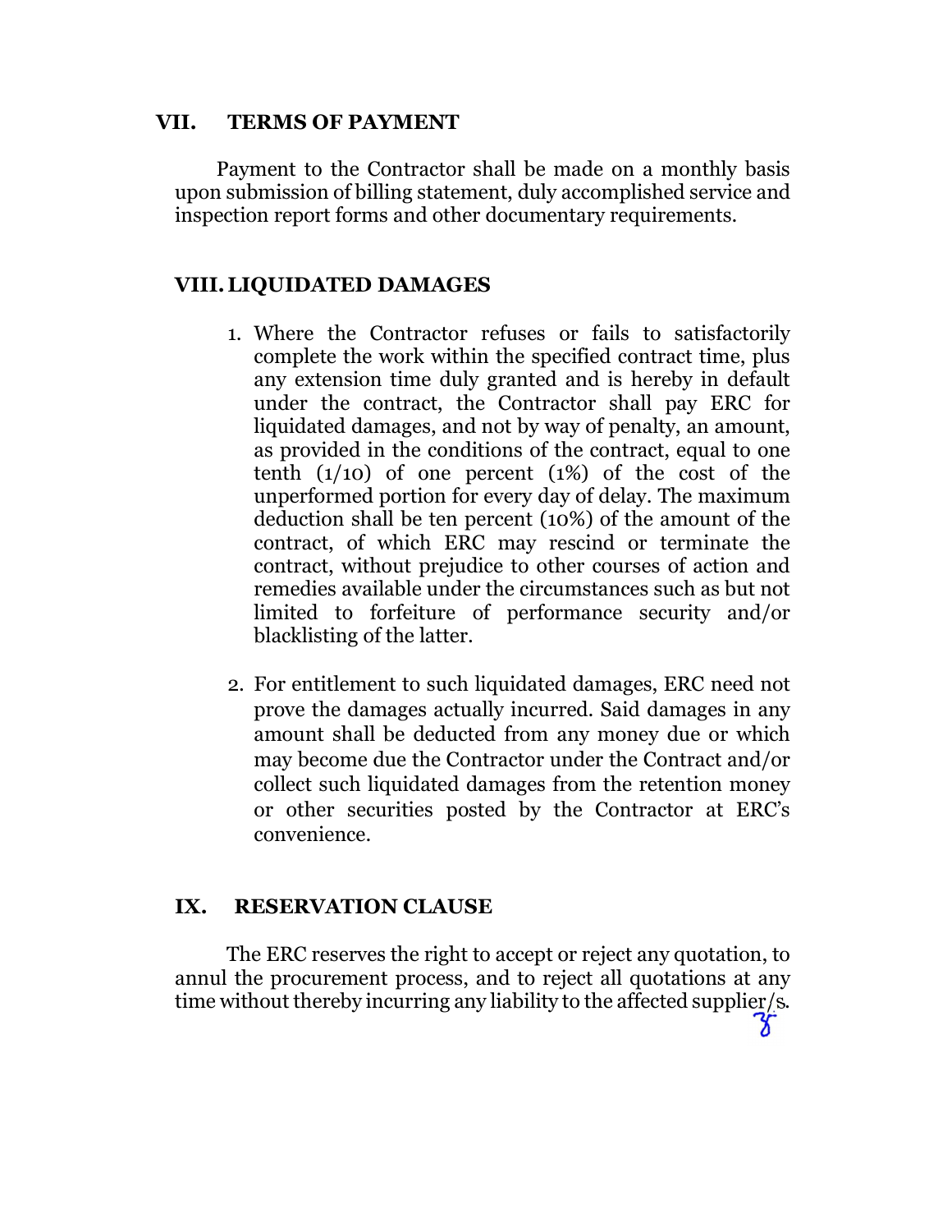## VII. TERMS OF PAYMENT

Payment to the Contractor shall be made on a monthly basis upon submission of billing statement, duly accomplished service and inspection report forms and other documentary requirements.

## VIII. LIQUIDATED DAMAGES

1. Where the Contractor refuses or fails to satisfactorily complete the work within the specified contract time, plus any extension time duly granted and is hereby in default under the contract, the Contractor shall pay ERC for liquidated damages, and not by way of penalty, an amount, as provided in the conditions of the contract, equal to one tenth (1/10) of one percent (1%) of the cost of the unperformed portion for every day of delay. The maximum deduction shall be ten percent (10%) of the amount of the contract, of which ERC may rescind or terminate the contract, without prejudice to other courses of action and remedies available under the circumstances such as but not limited to forfeiture of performance security and/or blacklisting of the latter.

2. For entitlement to such liquidated damages, ERC need not prove the damages actually incurred. Said damages in any amount shall be deducted from any money due or which may become due the Contractor under the Contract and/or collect such liquidated damages from the retention money or other securities posted by the Contractor at ERC's convenience.

## IX. RESERVATION CLAUSE

The ERC reserves the right to accept or reject any quotation, to annul the procurement process, and to reject all quotations at any time without thereby incurring any liability to the affected supplier/s.